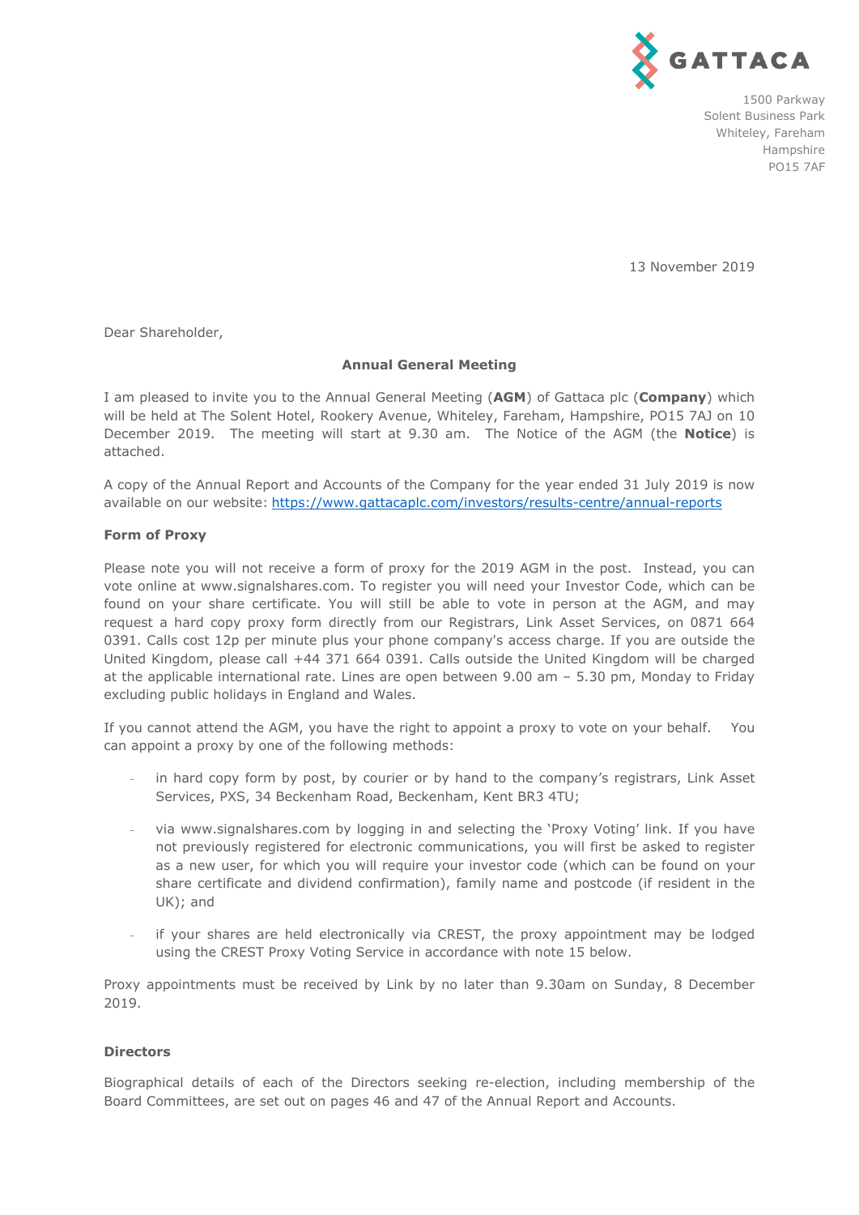GATTACA

1500 Parkway
Solent Business Park
Whiteley, Fareham
Hampshire
PO15 7AF

13 November 2019

Dear Shareholder,

**Annual General Meeting**

I am pleased to invite you to the Annual General Meeting (**AGM**) of Gattaca plc (**Company**) which will be held at The Solent Hotel, Rookery Avenue, Whiteley, Fareham, Hampshire, PO15 7AJ on 10 December 2019. The meeting will start at 9.30 am. The Notice of the AGM (the **Notice**) is attached.

A copy of the Annual Report and Accounts of the Company for the year ended 31 July 2019 is now available on our website: https://www.gattacaplc.com/investors/results-centre/annual-reports

**Form of Proxy**

Please note you will not receive a form of proxy for the 2019 AGM in the post. Instead, you can vote online at www.signalshares.com. To register you will need your Investor Code, which can be found on your share certificate. You will still be able to vote in person at the AGM, and may request a hard copy proxy form directly from our Registrars, Link Asset Services, on 0871 664 0391. Calls cost 12p per minute plus your phone company's access charge. If you are outside the United Kingdom, please call +44 371 664 0391. Calls outside the United Kingdom will be charged at the applicable international rate. Lines are open between 9.00 am – 5.30 pm, Monday to Friday excluding public holidays in England and Wales.

If you cannot attend the AGM, you have the right to appoint a proxy to vote on your behalf. You can appoint a proxy by one of the following methods:

- in hard copy form by post, by courier or by hand to the company's registrars, Link Asset Services, PXS, 34 Beckenham Road, Beckenham, Kent BR3 4TU;
- via www.signalshares.com by logging in and selecting the 'Proxy Voting' link. If you have not previously registered for electronic communications, you will first be asked to register as a new user, for which you will require your investor code (which can be found on your share certificate and dividend confirmation), family name and postcode (if resident in the UK); and
- if your shares are held electronically via CREST, the proxy appointment may be lodged using the CREST Proxy Voting Service in accordance with note 15 below.

Proxy appointments must be received by Link by no later than 9.30am on Sunday, 8 December 2019.

**Directors**

Biographical details of each of the Directors seeking re-election, including membership of the Board Committees, are set out on pages 46 and 47 of the Annual Report and Accounts.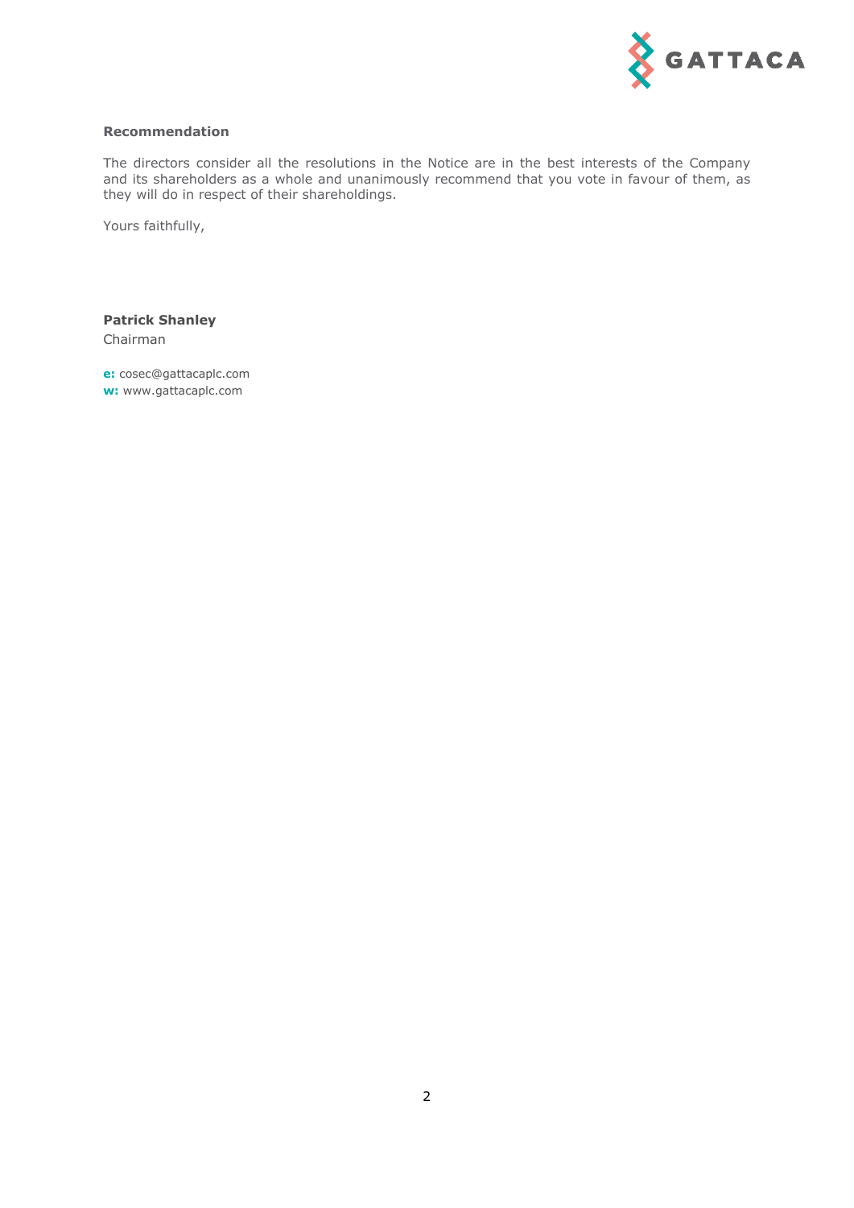**Recommendation**

The directors consider all the resolutions in the Notice are in the best interests of the Company and its shareholders as a whole and unanimously recommend that you vote in favour of them, as they will do in respect of their shareholdings.

Yours faithfully,

**Patrick Shanley**
Chairman

**e:** cosec@gattacaplc.com
**w:** www.gattacaplc.com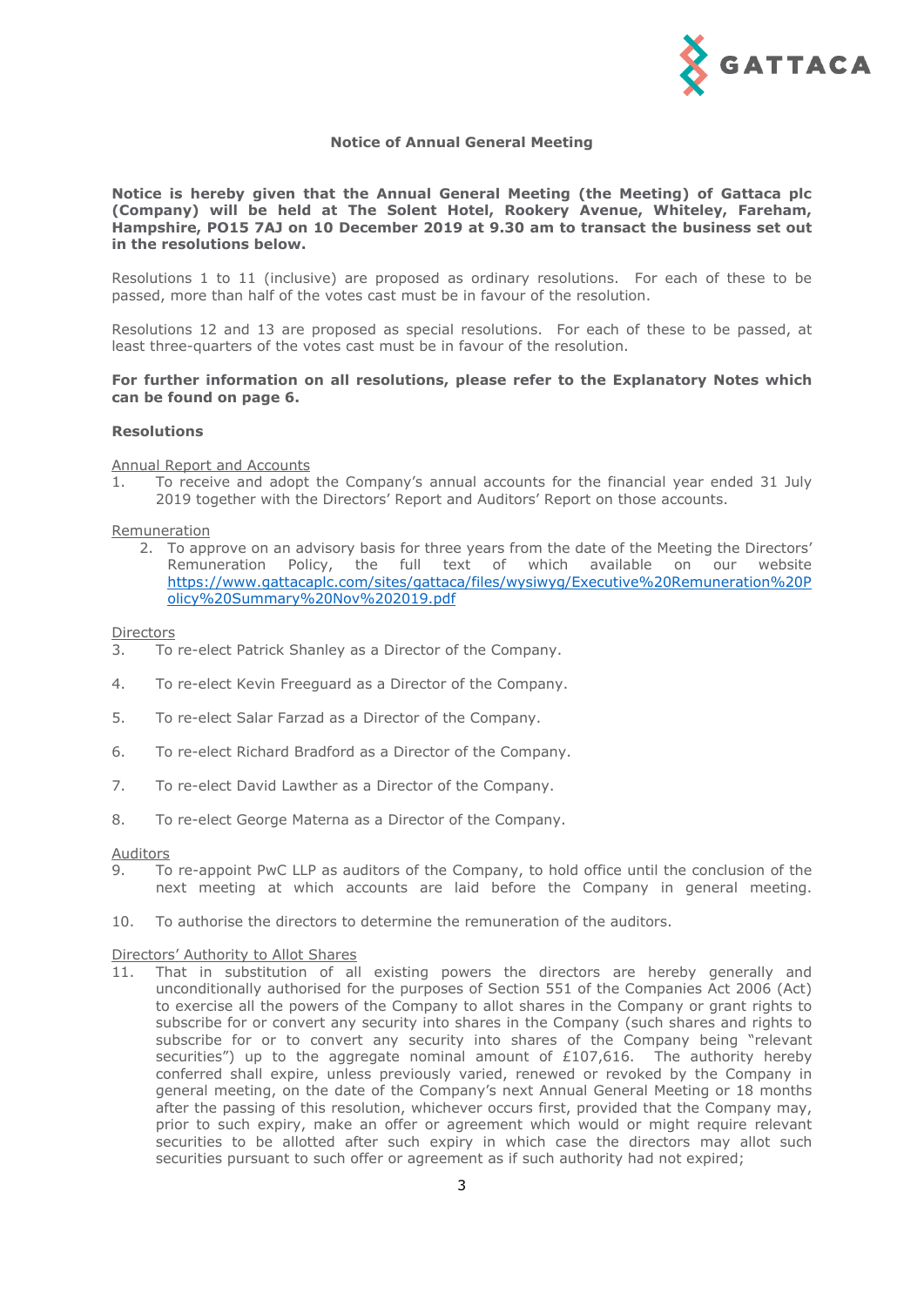## Notice of Annual General Meeting

**Notice is hereby given that the Annual General Meeting (the Meeting) of Gattaca plc (Company) will be held at The Solent Hotel, Rookery Avenue, Whiteley, Fareham, Hampshire, PO15 7AJ on 10 December 2019 at 9.30 am to transact the business set out in the resolutions below.**

Resolutions 1 to 11 (inclusive) are proposed as ordinary resolutions. For each of these to be passed, more than half of the votes cast must be in favour of the resolution.

Resolutions 12 and 13 are proposed as special resolutions. For each of these to be passed, at least three-quarters of the votes cast must be in favour of the resolution.

**For further information on all resolutions, please refer to the Explanatory Notes which can be found on page 6.**

### Resolutions

Annual Report and Accounts

1. To receive and adopt the Company's annual accounts for the financial year ended 31 July 2019 together with the Directors' Report and Auditors' Report on those accounts.

Remuneration

2. To approve on an advisory basis for three years from the date of the Meeting the Directors' Remuneration Policy, the full text of which available on our website https://www.gattacaplc.com/sites/gattaca/files/wysiwyg/Executive%20Remuneration%20Policy%20Summary%20Nov%202019.pdf

Directors

3. To re-elect Patrick Shanley as a Director of the Company.
4. To re-elect Kevin Freeguard as a Director of the Company.
5. To re-elect Salar Farzad as a Director of the Company.
6. To re-elect Richard Bradford as a Director of the Company.
7. To re-elect David Lawther as a Director of the Company.
8. To re-elect George Materna as a Director of the Company.

Auditors

9. To re-appoint PwC LLP as auditors of the Company, to hold office until the conclusion of the next meeting at which accounts are laid before the Company in general meeting.
10. To authorise the directors to determine the remuneration of the auditors.

Directors' Authority to Allot Shares

11. That in substitution of all existing powers the directors are hereby generally and unconditionally authorised for the purposes of Section 551 of the Companies Act 2006 (Act) to exercise all the powers of the Company to allot shares in the Company or grant rights to subscribe for or convert any security into shares in the Company (such shares and rights to subscribe for or to convert any security into shares of the Company being "relevant securities") up to the aggregate nominal amount of £107,616. The authority hereby conferred shall expire, unless previously varied, renewed or revoked by the Company in general meeting, on the date of the Company's next Annual General Meeting or 18 months after the passing of this resolution, whichever occurs first, provided that the Company may, prior to such expiry, make an offer or agreement which would or might require relevant securities to be allotted after such expiry in which case the directors may allot such securities pursuant to such offer or agreement as if such authority had not expired;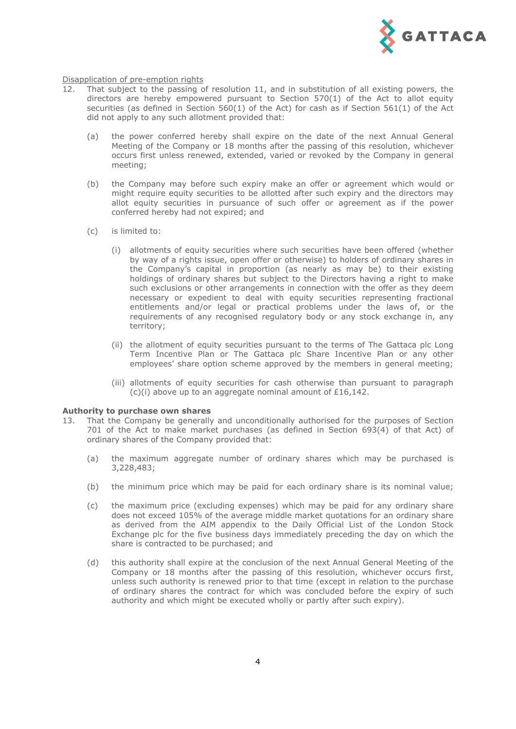Disapplication of pre-emption rights

12. That subject to the passing of resolution 11, and in substitution of all existing powers, the directors are hereby empowered pursuant to Section 570(1) of the Act to allot equity securities (as defined in Section 560(1) of the Act) for cash as if Section 561(1) of the Act did not apply to any such allotment provided that:

    (a) the power conferred hereby shall expire on the date of the next Annual General Meeting of the Company or 18 months after the passing of this resolution, whichever occurs first unless renewed, extended, varied or revoked by the Company in general meeting;

    (b) the Company may before such expiry make an offer or agreement which would or might require equity securities to be allotted after such expiry and the directors may allot equity securities in pursuance of such offer or agreement as if the power conferred hereby had not expired; and

    (c) is limited to:

        (i) allotments of equity securities where such securities have been offered (whether by way of a rights issue, open offer or otherwise) to holders of ordinary shares in the Company's capital in proportion (as nearly as may be) to their existing holdings of ordinary shares but subject to the Directors having a right to make such exclusions or other arrangements in connection with the offer as they deem necessary or expedient to deal with equity securities representing fractional entitlements and/or legal or practical problems under the laws of, or the requirements of any recognised regulatory body or any stock exchange in, any territory;

        (ii) the allotment of equity securities pursuant to the terms of The Gattaca plc Long Term Incentive Plan or The Gattaca plc Share Incentive Plan or any other employees' share option scheme approved by the members in general meeting;

        (iii) allotments of equity securities for cash otherwise than pursuant to paragraph (c)(i) above up to an aggregate nominal amount of £16,142.

**Authority to purchase own shares**

13. That the Company be generally and unconditionally authorised for the purposes of Section 701 of the Act to make market purchases (as defined in Section 693(4) of that Act) of ordinary shares of the Company provided that:

    (a) the maximum aggregate number of ordinary shares which may be purchased is 3,228,483;

    (b) the minimum price which may be paid for each ordinary share is its nominal value;

    (c) the maximum price (excluding expenses) which may be paid for any ordinary share does not exceed 105% of the average middle market quotations for an ordinary share as derived from the AIM appendix to the Daily Official List of the London Stock Exchange plc for the five business days immediately preceding the day on which the share is contracted to be purchased; and

    (d) this authority shall expire at the conclusion of the next Annual General Meeting of the Company or 18 months after the passing of this resolution, whichever occurs first, unless such authority is renewed prior to that time (except in relation to the purchase of ordinary shares the contract for which was concluded before the expiry of such authority and which might be executed wholly or partly after such expiry).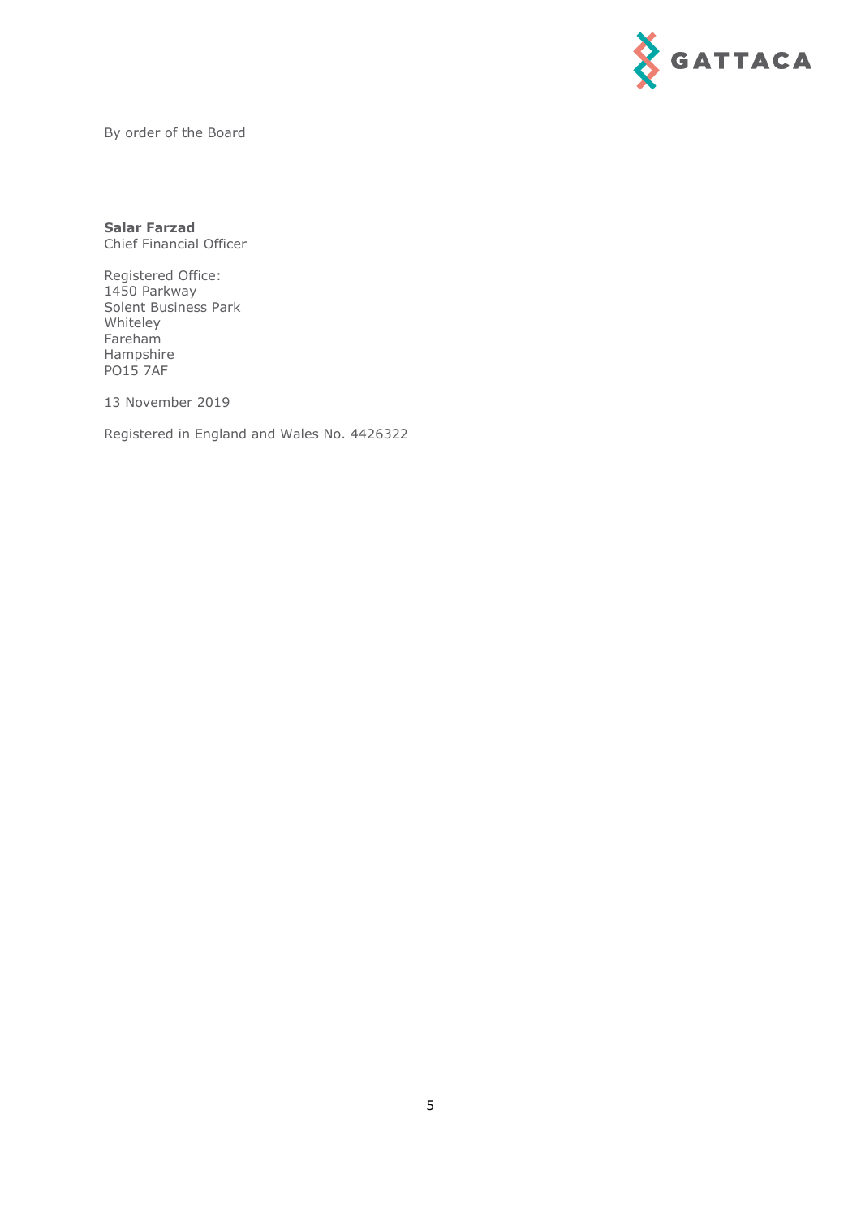By order of the Board

**Salar Farzad**
Chief Financial Officer

Registered Office:
1450 Parkway
Solent Business Park
Whiteley
Fareham
Hampshire
PO15 7AF

13 November 2019

Registered in England and Wales No. 4426322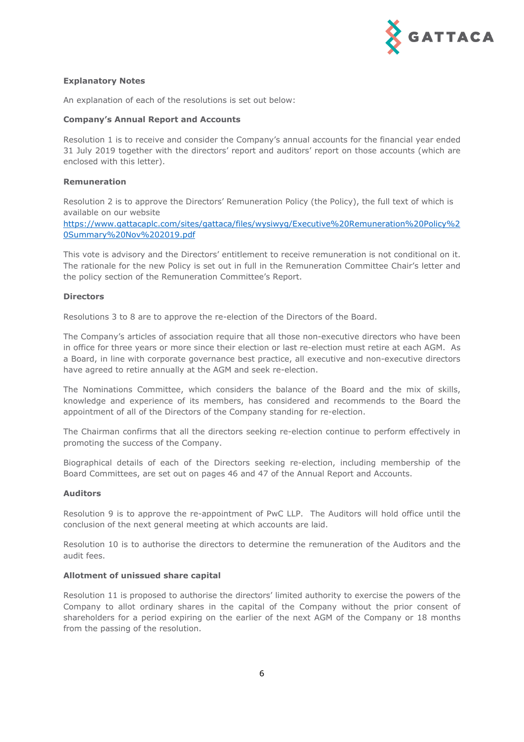**Explanatory Notes**

An explanation of each of the resolutions is set out below:

**Company's Annual Report and Accounts**

Resolution 1 is to receive and consider the Company's annual accounts for the financial year ended 31 July 2019 together with the directors' report and auditors' report on those accounts (which are enclosed with this letter).

**Remuneration**

Resolution 2 is to approve the Directors' Remuneration Policy (the Policy), the full text of which is available on our website https://www.gattacaplc.com/sites/gattaca/files/wysiwyg/Executive%20Remuneration%20Policy%20Summary%20Nov%202019.pdf

This vote is advisory and the Directors' entitlement to receive remuneration is not conditional on it. The rationale for the new Policy is set out in full in the Remuneration Committee Chair's letter and the policy section of the Remuneration Committee's Report.

**Directors**

Resolutions 3 to 8 are to approve the re-election of the Directors of the Board.

The Company's articles of association require that all those non-executive directors who have been in office for three years or more since their election or last re-election must retire at each AGM. As a Board, in line with corporate governance best practice, all executive and non-executive directors have agreed to retire annually at the AGM and seek re-election.

The Nominations Committee, which considers the balance of the Board and the mix of skills, knowledge and experience of its members, has considered and recommends to the Board the appointment of all of the Directors of the Company standing for re-election.

The Chairman confirms that all the directors seeking re-election continue to perform effectively in promoting the success of the Company.

Biographical details of each of the Directors seeking re-election, including membership of the Board Committees, are set out on pages 46 and 47 of the Annual Report and Accounts.

**Auditors**

Resolution 9 is to approve the re-appointment of PwC LLP. The Auditors will hold office until the conclusion of the next general meeting at which accounts are laid.

Resolution 10 is to authorise the directors to determine the remuneration of the Auditors and the audit fees.

**Allotment of unissued share capital**

Resolution 11 is proposed to authorise the directors' limited authority to exercise the powers of the Company to allot ordinary shares in the capital of the Company without the prior consent of shareholders for a period expiring on the earlier of the next AGM of the Company or 18 months from the passing of the resolution.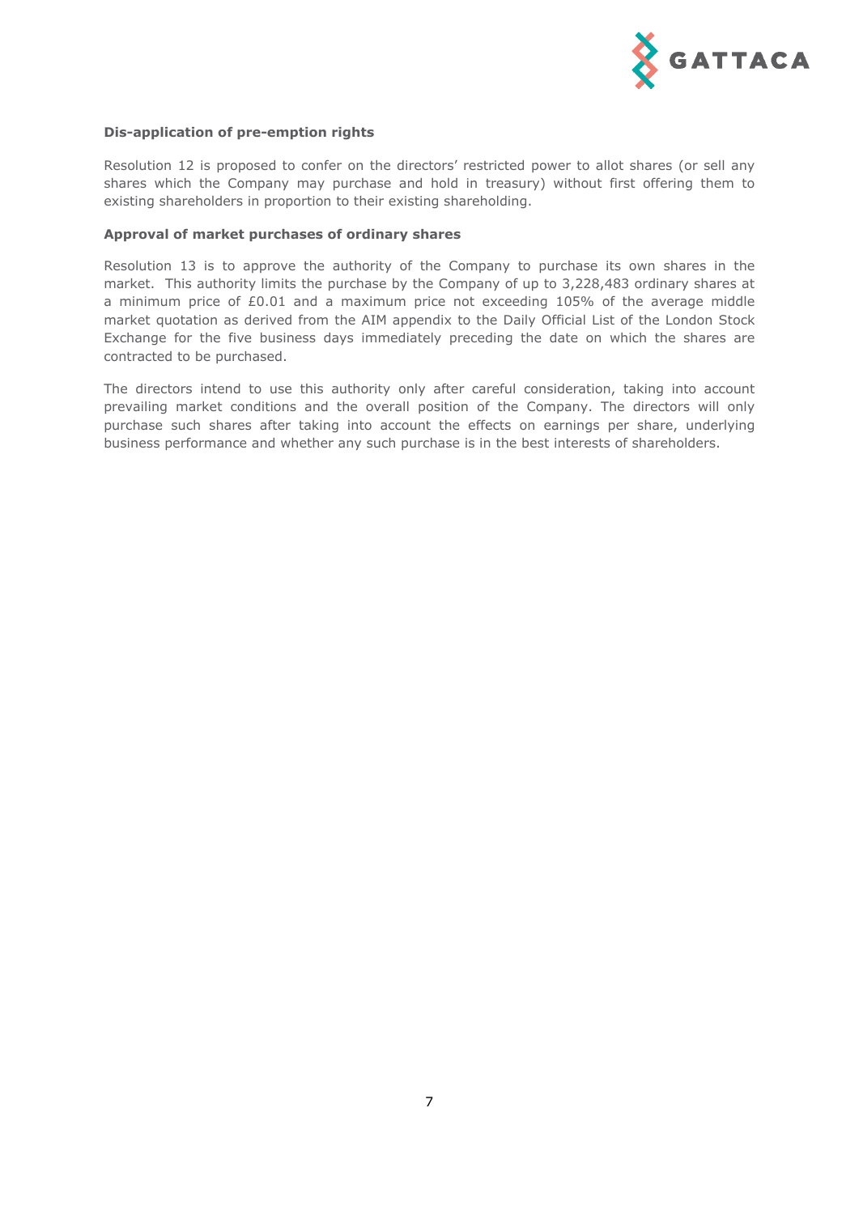**Dis-application of pre-emption rights**

Resolution 12 is proposed to confer on the directors' restricted power to allot shares (or sell any shares which the Company may purchase and hold in treasury) without first offering them to existing shareholders in proportion to their existing shareholding.

**Approval of market purchases of ordinary shares**

Resolution 13 is to approve the authority of the Company to purchase its own shares in the market. This authority limits the purchase by the Company of up to 3,228,483 ordinary shares at a minimum price of £0.01 and a maximum price not exceeding 105% of the average middle market quotation as derived from the AIM appendix to the Daily Official List of the London Stock Exchange for the five business days immediately preceding the date on which the shares are contracted to be purchased.

The directors intend to use this authority only after careful consideration, taking into account prevailing market conditions and the overall position of the Company. The directors will only purchase such shares after taking into account the effects on earnings per share, underlying business performance and whether any such purchase is in the best interests of shareholders.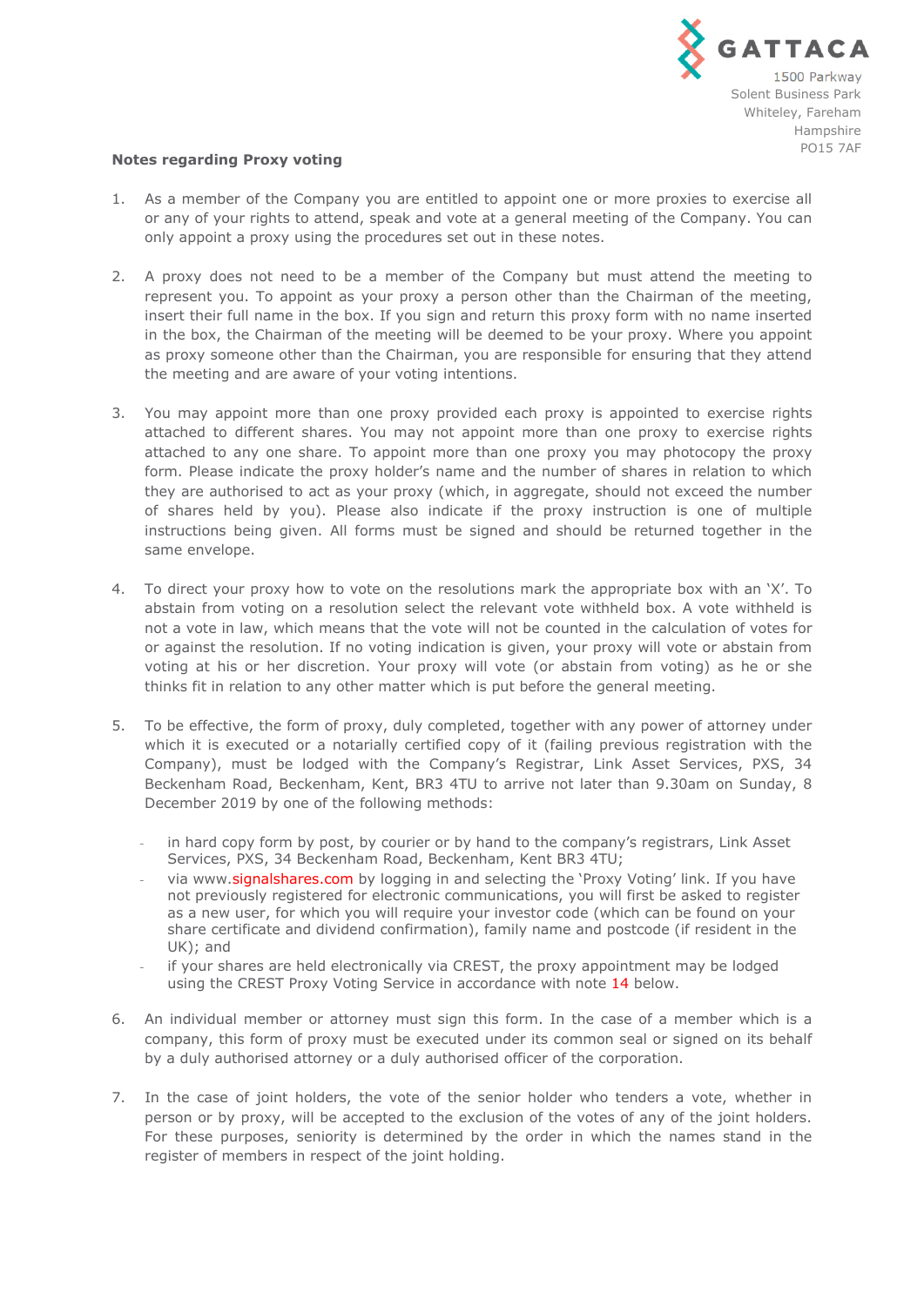GATTACA

1500 Parkway
Solent Business Park
Whiteley, Fareham
Hampshire
PO15 7AF

**Notes regarding Proxy voting**

1. As a member of the Company you are entitled to appoint one or more proxies to exercise all or any of your rights to attend, speak and vote at a general meeting of the Company. You can only appoint a proxy using the procedures set out in these notes.

2. A proxy does not need to be a member of the Company but must attend the meeting to represent you. To appoint as your proxy a person other than the Chairman of the meeting, insert their full name in the box. If you sign and return this proxy form with no name inserted in the box, the Chairman of the meeting will be deemed to be your proxy. Where you appoint as proxy someone other than the Chairman, you are responsible for ensuring that they attend the meeting and are aware of your voting intentions.

3. You may appoint more than one proxy provided each proxy is appointed to exercise rights attached to different shares. You may not appoint more than one proxy to exercise rights attached to any one share. To appoint more than one proxy you may photocopy the proxy form. Please indicate the proxy holder's name and the number of shares in relation to which they are authorised to act as your proxy (which, in aggregate, should not exceed the number of shares held by you). Please also indicate if the proxy instruction is one of multiple instructions being given. All forms must be signed and should be returned together in the same envelope.

4. To direct your proxy how to vote on the resolutions mark the appropriate box with an 'X'. To abstain from voting on a resolution select the relevant vote withheld box. A vote withheld is not a vote in law, which means that the vote will not be counted in the calculation of votes for or against the resolution. If no voting indication is given, your proxy will vote or abstain from voting at his or her discretion. Your proxy will vote (or abstain from voting) as he or she thinks fit in relation to any other matter which is put before the general meeting.

5. To be effective, the form of proxy, duly completed, together with any power of attorney under which it is executed or a notarially certified copy of it (failing previous registration with the Company), must be lodged with the Company's Registrar, Link Asset Services, PXS, 34 Beckenham Road, Beckenham, Kent, BR3 4TU to arrive not later than 9.30am on Sunday, 8 December 2019 by one of the following methods:

   - in hard copy form by post, by courier or by hand to the company's registrars, Link Asset Services, PXS, 34 Beckenham Road, Beckenham, Kent BR3 4TU;
   - via www.signalshares.com by logging in and selecting the 'Proxy Voting' link. If you have not previously registered for electronic communications, you will first be asked to register as a new user, for which you will require your investor code (which can be found on your share certificate and dividend confirmation), family name and postcode (if resident in the UK); and
   - if your shares are held electronically via CREST, the proxy appointment may be lodged using the CREST Proxy Voting Service in accordance with note 14 below.

6. An individual member or attorney must sign this form. In the case of a member which is a company, this form of proxy must be executed under its common seal or signed on its behalf by a duly authorised attorney or a duly authorised officer of the corporation.

7. In the case of joint holders, the vote of the senior holder who tenders a vote, whether in person or by proxy, will be accepted to the exclusion of the votes of any of the joint holders. For these purposes, seniority is determined by the order in which the names stand in the register of members in respect of the joint holding.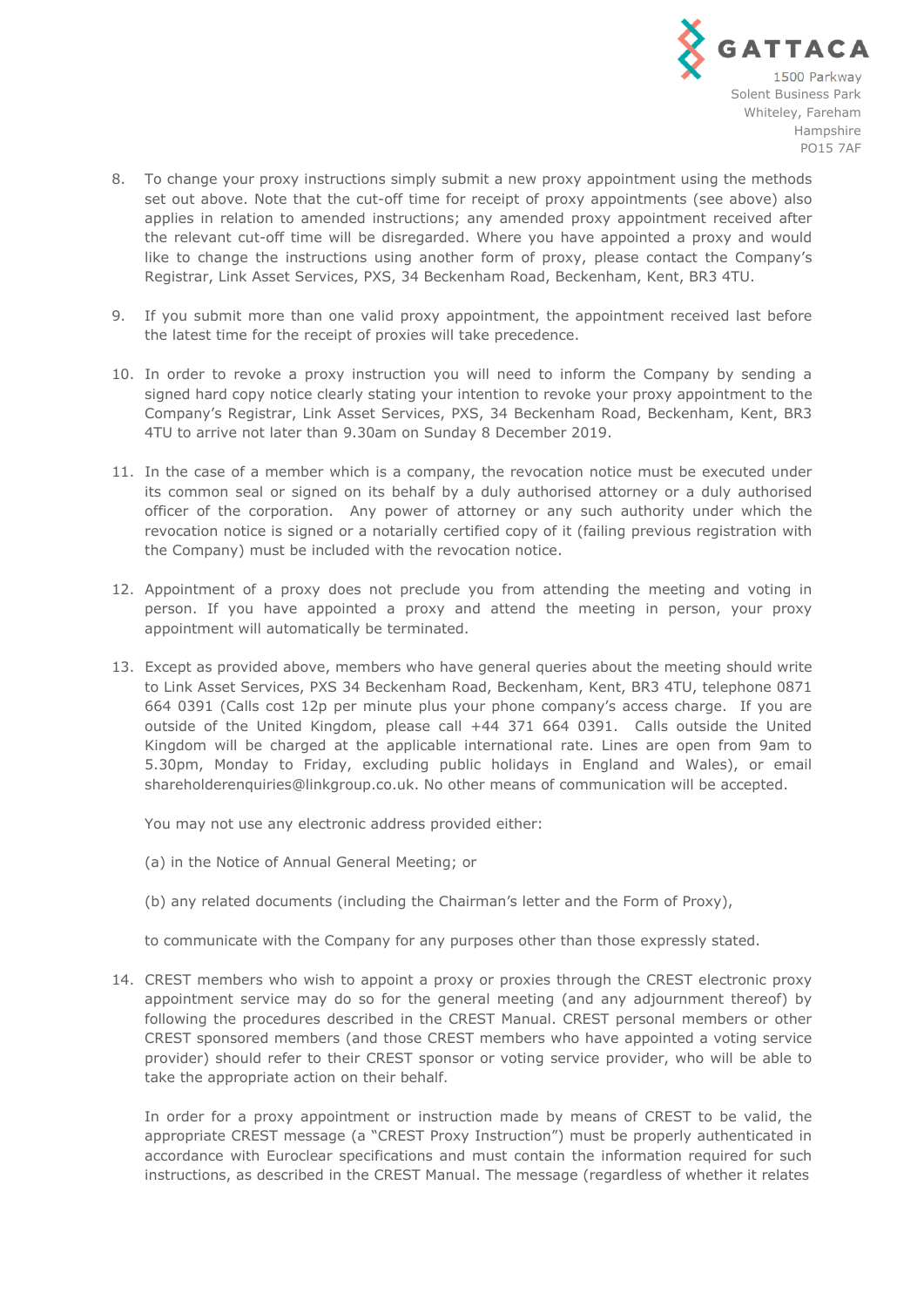8. To change your proxy instructions simply submit a new proxy appointment using the methods set out above. Note that the cut-off time for receipt of proxy appointments (see above) also applies in relation to amended instructions; any amended proxy appointment received after the relevant cut-off time will be disregarded. Where you have appointed a proxy and would like to change the instructions using another form of proxy, please contact the Company's Registrar, Link Asset Services, PXS, 34 Beckenham Road, Beckenham, Kent, BR3 4TU.

9. If you submit more than one valid proxy appointment, the appointment received last before the latest time for the receipt of proxies will take precedence.

10. In order to revoke a proxy instruction you will need to inform the Company by sending a signed hard copy notice clearly stating your intention to revoke your proxy appointment to the Company's Registrar, Link Asset Services, PXS, 34 Beckenham Road, Beckenham, Kent, BR3 4TU to arrive not later than 9.30am on Sunday 8 December 2019.

11. In the case of a member which is a company, the revocation notice must be executed under its common seal or signed on its behalf by a duly authorised attorney or a duly authorised officer of the corporation. Any power of attorney or any such authority under which the revocation notice is signed or a notarially certified copy of it (failing previous registration with the Company) must be included with the revocation notice.

12. Appointment of a proxy does not preclude you from attending the meeting and voting in person. If you have appointed a proxy and attend the meeting in person, your proxy appointment will automatically be terminated.

13. Except as provided above, members who have general queries about the meeting should write to Link Asset Services, PXS 34 Beckenham Road, Beckenham, Kent, BR3 4TU, telephone 0871 664 0391 (Calls cost 12p per minute plus your phone company's access charge. If you are outside of the United Kingdom, please call +44 371 664 0391. Calls outside the United Kingdom will be charged at the applicable international rate. Lines are open from 9am to 5.30pm, Monday to Friday, excluding public holidays in England and Wales), or email shareholderenquiries@linkgroup.co.uk. No other means of communication will be accepted.

    You may not use any electronic address provided either:

    (a) in the Notice of Annual General Meeting; or

    (b) any related documents (including the Chairman's letter and the Form of Proxy),

    to communicate with the Company for any purposes other than those expressly stated.

14. CREST members who wish to appoint a proxy or proxies through the CREST electronic proxy appointment service may do so for the general meeting (and any adjournment thereof) by following the procedures described in the CREST Manual. CREST personal members or other CREST sponsored members (and those CREST members who have appointed a voting service provider) should refer to their CREST sponsor or voting service provider, who will be able to take the appropriate action on their behalf.

    In order for a proxy appointment or instruction made by means of CREST to be valid, the appropriate CREST message (a "CREST Proxy Instruction") must be properly authenticated in accordance with Euroclear specifications and must contain the information required for such instructions, as described in the CREST Manual. The message (regardless of whether it relates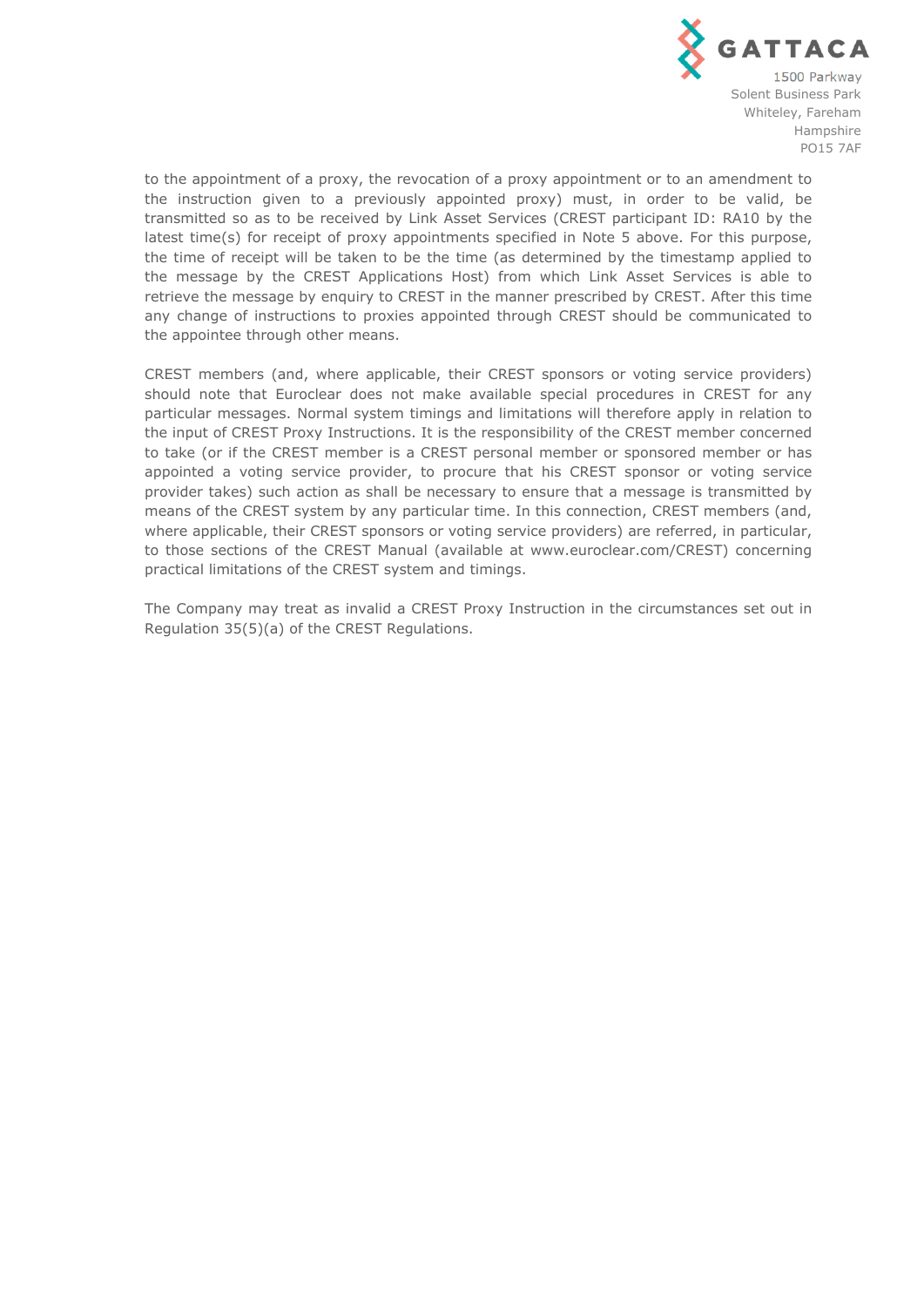to the appointment of a proxy, the revocation of a proxy appointment or to an amendment to the instruction given to a previously appointed proxy) must, in order to be valid, be transmitted so as to be received by Link Asset Services (CREST participant ID: RA10 by the latest time(s) for receipt of proxy appointments specified in Note 5 above. For this purpose, the time of receipt will be taken to be the time (as determined by the timestamp applied to the message by the CREST Applications Host) from which Link Asset Services is able to retrieve the message by enquiry to CREST in the manner prescribed by CREST. After this time any change of instructions to proxies appointed through CREST should be communicated to the appointee through other means.

CREST members (and, where applicable, their CREST sponsors or voting service providers) should note that Euroclear does not make available special procedures in CREST for any particular messages. Normal system timings and limitations will therefore apply in relation to the input of CREST Proxy Instructions. It is the responsibility of the CREST member concerned to take (or if the CREST member is a CREST personal member or sponsored member or has appointed a voting service provider, to procure that his CREST sponsor or voting service provider takes) such action as shall be necessary to ensure that a message is transmitted by means of the CREST system by any particular time. In this connection, CREST members (and, where applicable, their CREST sponsors or voting service providers) are referred, in particular, to those sections of the CREST Manual (available at www.euroclear.com/CREST) concerning practical limitations of the CREST system and timings.

The Company may treat as invalid a CREST Proxy Instruction in the circumstances set out in Regulation 35(5)(a) of the CREST Regulations.